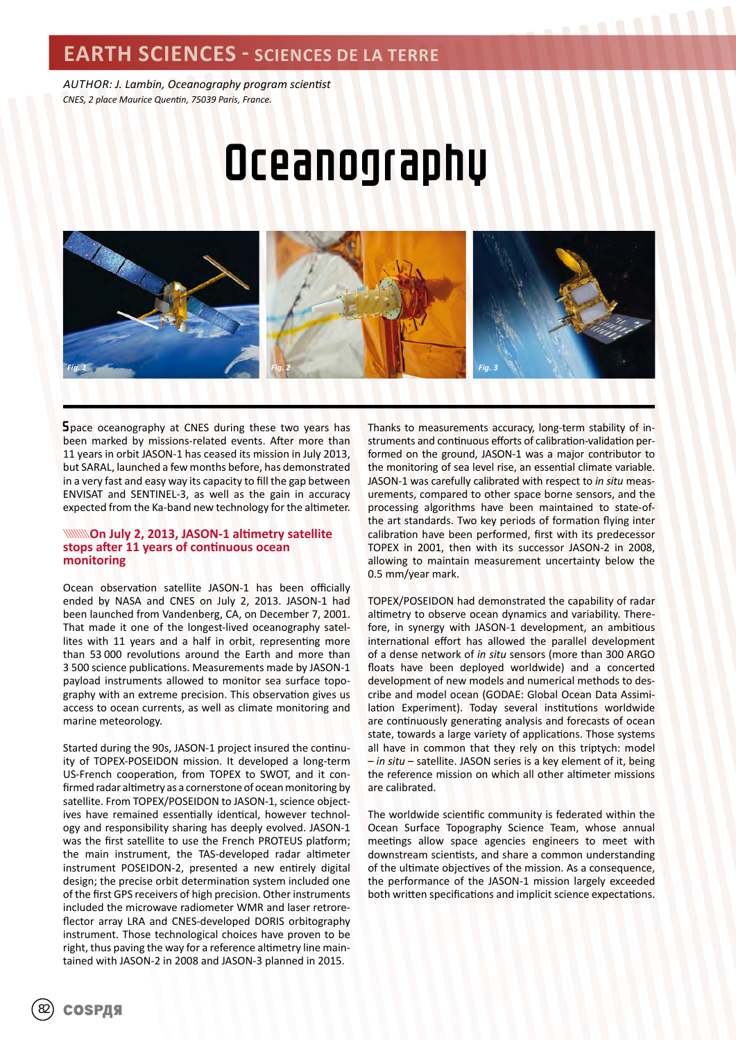# EARTH SCIENCES - SCIENCES DE LA TERRE

*AUTHOR: J. Lambin, Oceanography program scientist*
*CNES, 2 place Maurice Quentin, 75039 Paris, France.*

# Oceanography

Fig. 1 Fig. 2 Fig. 3

Space oceanography at CNES during these two years has been marked by missions-related events. After more than 11 years in orbit JASON-1 has ceased its mission in July 2013, but SARAL, launched a few months before, has demonstrated in a very fast and easy way its capacity to fill the gap between ENVISAT and SENTINEL-3, as well as the gain in accuracy expected from the Ka-band new technology for the altimeter.

## On July 2, 2013, JASON-1 altimetry satellite stops after 11 years of continuous ocean monitoring

Ocean observation satellite JASON-1 has been officially ended by NASA and CNES on July 2, 2013. JASON-1 had been launched from Vandenberg, CA, on December 7, 2001. That made it one of the longest-lived oceanography satellites with 11 years and a half in orbit, representing more than 53 000 revolutions around the Earth and more than 3 500 science publications. Measurements made by JASON-1 payload instruments allowed to monitor sea surface topography with an extreme precision. This observation gives us access to ocean currents, as well as climate monitoring and marine meteorology.

Started during the 90s, JASON-1 project insured the continuity of TOPEX-POSEIDON mission. It developed a long-term US-French cooperation, from TOPEX to SWOT, and it confirmed radar altimetry as a cornerstone of ocean monitoring by satellite. From TOPEX/POSEIDON to JASON-1, science objectives have remained essentially identical, however technology and responsibility sharing has deeply evolved. JASON-1 was the first satellite to use the French PROTEUS platform; the main instrument, the TAS-developed radar altimeter instrument POSEIDON-2, presented a new entirely digital design; the precise orbit determination system included one of the first GPS receivers of high precision. Other instruments included the microwave radiometer WMR and laser retroreflector array LRA and CNES-developed DORIS orbitography instrument. Those technological choices have proven to be right, thus paving the way for a reference altimetry line maintained with JASON-2 in 2008 and JASON-3 planned in 2015.

Thanks to measurements accuracy, long-term stability of instruments and continuous efforts of calibration-validation performed on the ground, JASON-1 was a major contributor to the monitoring of sea level rise, an essential climate variable. JASON-1 was carefully calibrated with respect to *in situ* measurements, compared to other space borne sensors, and the processing algorithms have been maintained to state-of-the art standards. Two key periods of formation flying inter calibration have been performed, first with its predecessor TOPEX in 2001, then with its successor JASON-2 in 2008, allowing to maintain measurement uncertainty below the 0.5 mm/year mark.

TOPEX/POSEIDON had demonstrated the capability of radar altimetry to observe ocean dynamics and variability. Therefore, in synergy with JASON-1 development, an ambitious international effort has allowed the parallel development of a dense network of *in situ* sensors (more than 300 ARGO floats have been deployed worldwide) and a concerted development of new models and numerical methods to describe and model ocean (GODAE: Global Ocean Data Assimilation Experiment). Today several institutions worldwide are continuously generating analysis and forecasts of ocean state, towards a large variety of applications. Those systems all have in common that they rely on this triptych: model – *in situ* – satellite. JASON series is a key element of it, being the reference mission on which all other altimeter missions are calibrated.

The worldwide scientific community is federated within the Ocean Surface Topography Science Team, whose annual meetings allow space agencies engineers to meet with downstream scientists, and share a common understanding of the ultimate objectives of the mission. As a consequence, the performance of the JASON-1 mission largely exceeded both written specifications and implicit science expectations.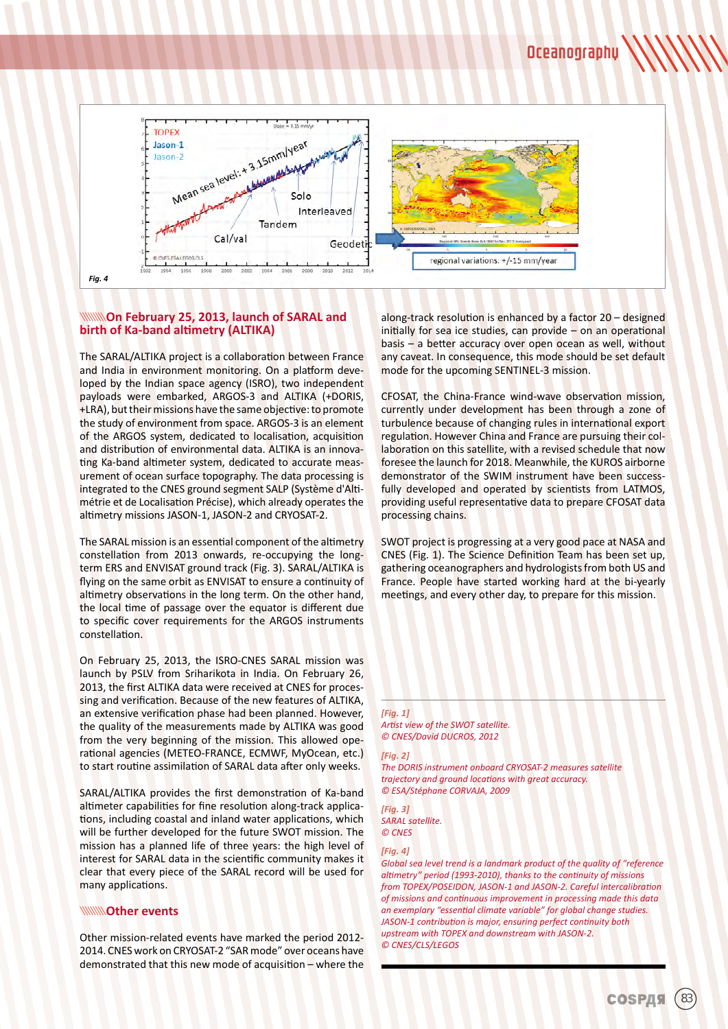Fig. 4

## \\\\\\\\\\On February 25, 2013, launch of SARAL and birth of Ka-band altimetry (ALTIKA)

The SARAL/ALTIKA project is a collaboration between France and India in environment monitoring. On a platform developed by the Indian space agency (ISRO), two independent payloads were embarked, ARGOS-3 and ALTIKA (+DORIS, +LRA), but their missions have the same objective: to promote the study of environment from space. ARGOS-3 is an element of the ARGOS system, dedicated to localisation, acquisition and distribution of environmental data. ALTIKA is an innovating Ka-band altimeter system, dedicated to accurate measurement of ocean surface topography. The data processing is integrated to the CNES ground segment SALP (Système d'Altimétrie et de Localisation Précise), which already operates the altimetry missions JASON-1, JASON-2 and CRYOSAT-2.

The SARAL mission is an essential component of the altimetry constellation from 2013 onwards, re-occupying the long-term ERS and ENVISAT ground track (Fig. 3). SARAL/ALTIKA is flying on the same orbit as ENVISAT to ensure a continuity of altimetry observations in the long term. On the other hand, the local time of passage over the equator is different due to specific cover requirements for the ARGOS instruments constellation.

On February 25, 2013, the ISRO-CNES SARAL mission was launch by PSLV from Sriharikota in India. On February 26, 2013, the first ALTIKA data were received at CNES for processing and verification. Because of the new features of ALTIKA, an extensive verification phase had been planned. However, the quality of the measurements made by ALTIKA was good from the very beginning of the mission. This allowed operational agencies (METEO-FRANCE, ECMWF, MyOcean, etc.) to start routine assimilation of SARAL data after only weeks.

SARAL/ALTIKA provides the first demonstration of Ka-band altimeter capabilities for fine resolution along-track applications, including coastal and inland water applications, which will be further developed for the future SWOT mission. The mission has a planned life of three years: the high level of interest for SARAL data in the scientific community makes it clear that every piece of the SARAL record will be used for many applications.

## \\\\\\\\\\Other events

Other mission-related events have marked the period 2012-2014. CNES work on CRYOSAT-2 "SAR mode" over oceans have demonstrated that this new mode of acquisition – where the along-track resolution is enhanced by a factor 20 – designed initially for sea ice studies, can provide – on an operational basis – a better accuracy over open ocean as well, without any caveat. In consequence, this mode should be set default mode for the upcoming SENTINEL-3 mission.

CFOSAT, the China-France wind-wave observation mission, currently under development has been through a zone of turbulence because of changing rules in international export regulation. However China and France are pursuing their collaboration on this satellite, with a revised schedule that now foresee the launch for 2018. Meanwhile, the KUROS airborne demonstrator of the SWIM instrument have been successfully developed and operated by scientists from LATMOS, providing useful representative data to prepare CFOSAT data processing chains.

SWOT project is progressing at a very good pace at NASA and CNES (Fig. 1). The Science Definition Team has been set up, gathering oceanographers and hydrologists from both US and France. People have started working hard at the bi-yearly meetings, and every other day, to prepare for this mission.

*[Fig. 1]*
*Artist view of the SWOT satellite.*
*© CNES/David DUCROS, 2012*

*[Fig. 2]*
*The DORIS instrument onboard CRYOSAT-2 measures satellite trajectory and ground locations with great accuracy.*
*© ESA/Stéphane CORVAJA, 2009*

*[Fig. 3]*
*SARAL satellite.*
*© CNES*

*[Fig. 4]*
*Global sea level trend is a landmark product of the quality of "reference altimetry" period (1993-2010), thanks to the continuity of missions from TOPEX/POSEIDON, JASON-1 and JASON-2. Careful intercalibration of missions and continuous improvement in processing made this data an exemplary "essential climate variable" for global change studies. JASON-1 contribution is major, ensuring perfect continuity both upstream with TOPEX and downstream with JASON-2.*
*© CNES/CLS/LEGOS*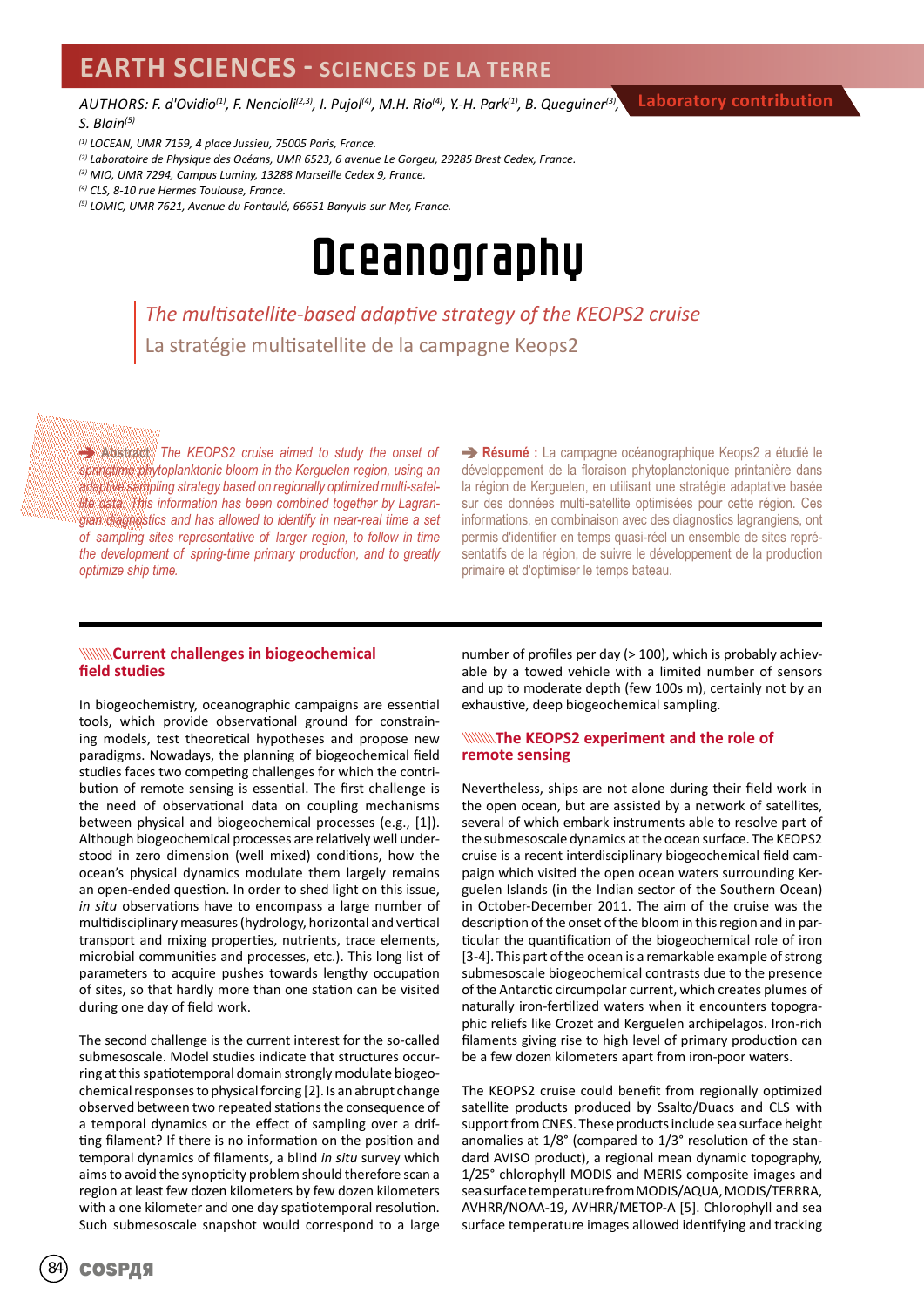# EARTH SCIENCES - SCIENCES DE LA TERRE

AUTHORS: F. d'Ovidio[1], F. Nencioli[2,3], I. Pujol[4], M.H. Rio[4], Y.-H. Park[1], B. Queguiner[3], S. Blain[5]

**Laboratory contribution**

[1] LOCEAN, UMR 7159, 4 place Jussieu, 75005 Paris, France.
[2] Laboratoire de Physique des Océans, UMR 6523, 6 avenue Le Gorgeu, 29285 Brest Cedex, France.
[3] MIO, UMR 7294, Campus Luminy, 13288 Marseille Cedex 9, France.
[4] CLS, 8-10 rue Hermes Toulouse, France.
[5] LOMIC, UMR 7621, Avenue du Fontaulé, 66651 Banyuls-sur-Mer, France.

# Oceanography

## *The multisatellite-based adaptive strategy of the KEOPS2 cruise*

## La stratégie multisatellite de la campagne Keops2

➔ **Abstract:** *The KEOPS2 cruise aimed to study the onset of springtime phytoplanktonic bloom in the Kerguelen region, using an adaptive sampling strategy based on regionally optimized multi-satellite data. This information has been combined together by Lagrangian diagnostics and has allowed to identify in near-real time a set of sampling sites representative of larger region, to follow in time the development of spring-time primary production, and to greatly optimize ship time.*

➔ **Résumé :** La campagne océanographique Keops2 a étudié le développement de la floraison phytoplanctonique printanière dans la région de Kerguelen, en utilisant une stratégie adaptative basée sur des données multi-satellite optimisées pour cette région. Ces informations, en combinaison avec des diagnostics lagrangiens, ont permis d'identifier en temps quasi-réel un ensemble de sites représentatifs de la région, de suivre le développement de la production primaire et d'optimiser le temps bateau.

### Current challenges in biogeochemical field studies

In biogeochemistry, oceanographic campaigns are essential tools, which provide observational ground for constraining models, test theoretical hypotheses and propose new paradigms. Nowadays, the planning of biogeochemical field studies faces two competing challenges for which the contribution of remote sensing is essential. The first challenge is the need of observational data on coupling mechanisms between physical and biogeochemical processes (e.g., [1]). Although biogeochemical processes are relatively well understood in zero dimension (well mixed) conditions, how the ocean's physical dynamics modulate them largely remains an open-ended question. In order to shed light on this issue, *in situ* observations have to encompass a large number of multidisciplinary measures (hydrology, horizontal and vertical transport and mixing properties, nutrients, trace elements, microbial communities and processes, etc.). This long list of parameters to acquire pushes towards lengthy occupation of sites, so that hardly more than one station can be visited during one day of field work.

The second challenge is the current interest for the so-called submesoscale. Model studies indicate that structures occurring at this spatiotemporal domain strongly modulate biogeochemical responses to physical forcing [2]. Is an abrupt change observed between two repeated stations the consequence of a temporal dynamics or the effect of sampling over a drifting filament? If there is no information on the position and temporal dynamics of filaments, a blind *in situ* survey which aims to avoid the synopticity problem should therefore scan a region at least few dozen kilometers by few dozen kilometers with a one kilometer and one day spatiotemporal resolution. Such submesoscale snapshot would correspond to a large number of profiles per day (> 100), which is probably achievable by a towed vehicle with a limited number of sensors and up to moderate depth (few 100s m), certainly not by an exhaustive, deep biogeochemical sampling.

### The KEOPS2 experiment and the role of remote sensing

Nevertheless, ships are not alone during their field work in the open ocean, but are assisted by a network of satellites, several of which embark instruments able to resolve part of the submesoscale dynamics at the ocean surface. The KEOPS2 cruise is a recent interdisciplinary biogeochemical field campaign which visited the open ocean waters surrounding Kerguelen Islands (in the Indian sector of the Southern Ocean) in October-December 2011. The aim of the cruise was the description of the onset of the bloom in this region and in particular the quantification of the biogeochemical role of iron [3-4]. This part of the ocean is a remarkable example of strong submesoscale biogeochemical contrasts due to the presence of the Antarctic circumpolar current, which creates plumes of naturally iron-fertilized waters when it encounters topographic reliefs like Crozet and Kerguelen archipelagos. Iron-rich filaments giving rise to high level of primary production can be a few dozen kilometers apart from iron-poor waters.

The KEOPS2 cruise could benefit from regionally optimized satellite products produced by Ssalto/Duacs and CLS with support from CNES. These products include sea surface height anomalies at 1/8° (compared to 1/3° resolution of the standard AVISO product), a regional mean dynamic topography, 1/25° chlorophyll MODIS and MERIS composite images and sea surface temperature from MODIS/AQUA, MODIS/TERRRA, AVHRR/NOAA-19, AVHRR/METOP-A [5]. Chlorophyll and sea surface temperature images allowed identifying and tracking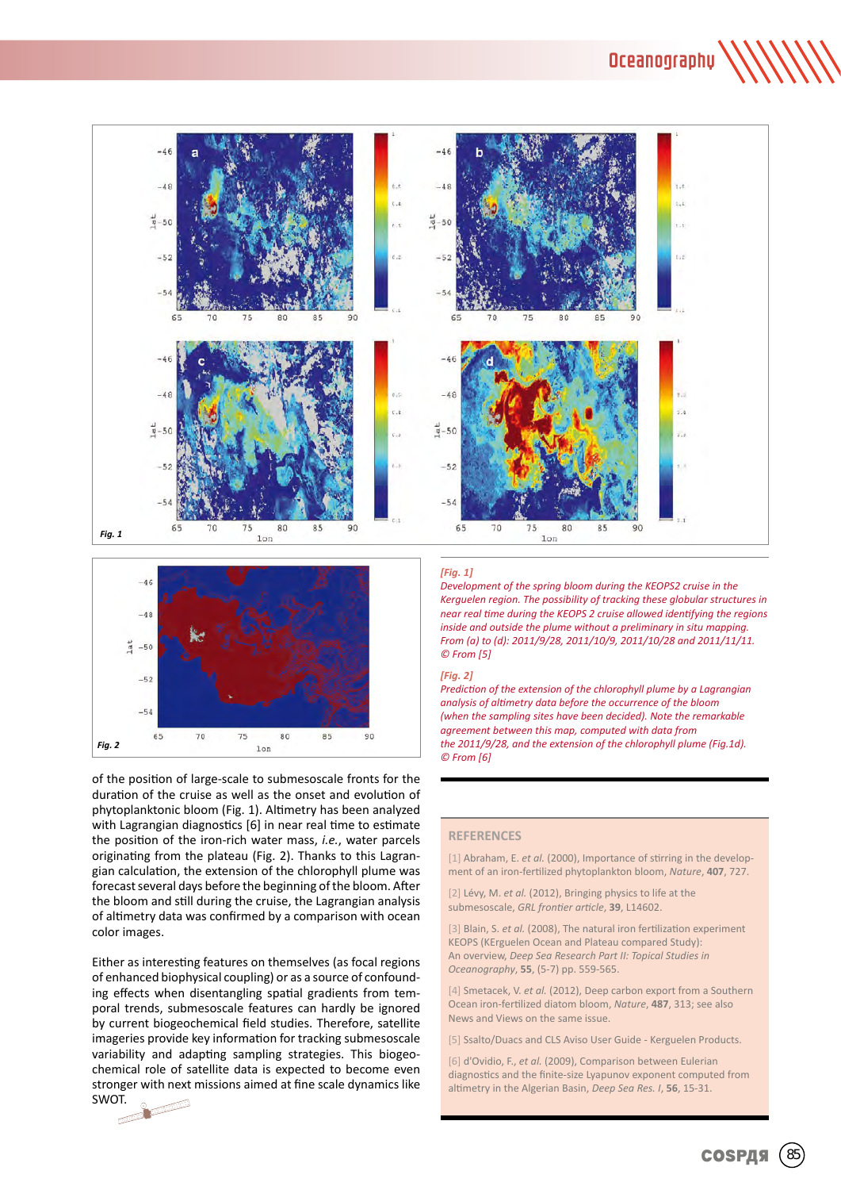of the position of large-scale to submesoscale fronts for the duration of the cruise as well as the onset and evolution of phytoplanktonic bloom (Fig. 1). Altimetry has been analyzed with Lagrangian diagnostics [6] in near real time to estimate the position of the iron-rich water mass, *i.e.*, water parcels originating from the plateau (Fig. 2). Thanks to this Lagrangian calculation, the extension of the chlorophyll plume was forecast several days before the beginning of the bloom. After the bloom and still during the cruise, the Lagrangian analysis of altimetry data was confirmed by a comparison with ocean color images.

Either as interesting features on themselves (as focal regions of enhanced biophysical coupling) or as a source of confounding effects when disentangling spatial gradients from temporal trends, submesoscale features can hardly be ignored by current biogeochemical field studies. Therefore, satellite imageries provide key information for tracking submesoscale variability and adapting sampling strategies. This biogeochemical role of satellite data is expected to become even stronger with next missions aimed at fine scale dynamics like SWOT.

*[Fig. 1]*
*Development of the spring bloom during the KEOPS2 cruise in the Kerguelen region. The possibility of tracking these globular structures in near real time during the KEOPS 2 cruise allowed identifying the regions inside and outside the plume without a preliminary in situ mapping. From (a) to (d): 2011/9/28, 2011/10/9, 2011/10/28 and 2011/11/11. © From [5]*

*[Fig. 2]*
*Prediction of the extension of the chlorophyll plume by a Lagrangian analysis of altimetry data before the occurrence of the bloom (when the sampling sites have been decided). Note the remarkable agreement between this map, computed with data from the 2011/9/28, and the extension of the chlorophyll plume (Fig.1d). © From [6]*

## REFERENCES

[1] Abraham, E. *et al.* (2000), Importance of stirring in the development of an iron-fertilized phytoplankton bloom, *Nature*, **407**, 727.

[2] Lévy, M. *et al.* (2012), Bringing physics to life at the submesoscale, *GRL frontier article*, **39**, L14602.

[3] Blain, S. *et al.* (2008), The natural iron fertilization experiment KEOPS (KErguelen Ocean and Plateau compared Study): An overview, *Deep Sea Research Part II: Topical Studies in Oceanography*, **55**, (5-7) pp. 559-565.

[4] Smetacek, V. *et al.* (2012), Deep carbon export from a Southern Ocean iron-fertilized diatom bloom, *Nature*, **487**, 313; see also News and Views on the same issue.

[5] Ssalto/Duacs and CLS Aviso User Guide - Kerguelen Products.

[6] d'Ovidio, F., *et al.* (2009), Comparison between Eulerian diagnostics and the finite-size Lyapunov exponent computed from altimetry in the Algerian Basin, *Deep Sea Res. I*, **56**, 15-31.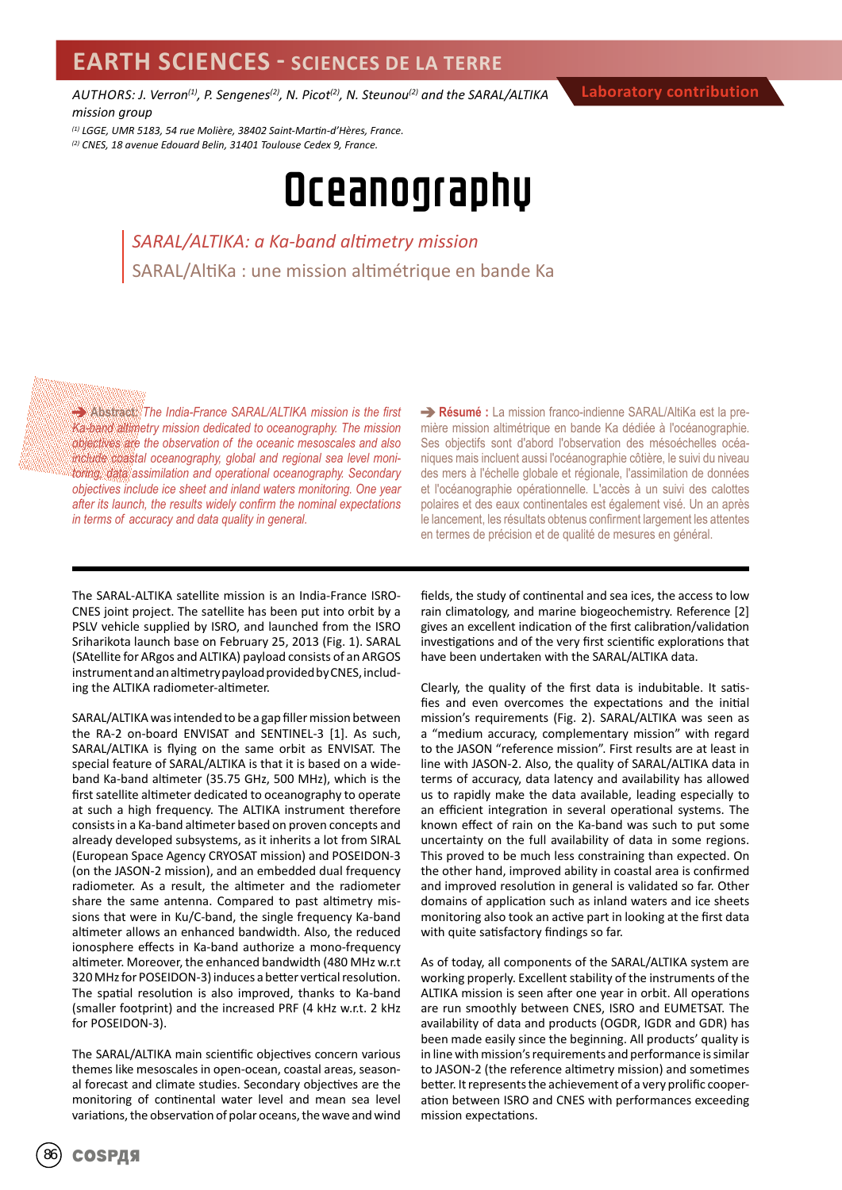# EARTH SCIENCES - SCIENCES DE LA TERRE

*AUTHORS: J. Verron[1], P. Sengenes[2], N. Picot[2], N. Steunou[2] and the SARAL/ALTIKA mission group*

Laboratory contribution

[1] LGGE, UMR 5183, 54 rue Molière, 38402 Saint-Martin-d'Hères, France.
[2] CNES, 18 avenue Edouard Belin, 31401 Toulouse Cedex 9, France.

# Oceanography

## *SARAL/ALTIKA: a Ka-band altimetry mission*

## SARAL/AltiKa : une mission altimétrique en bande Ka

➔ **Abstract:** *The India-France SARAL/ALTIKA mission is the first Ka-band altimetry mission dedicated to oceanography. The mission objectives are the observation of the oceanic mesoscales and also include coastal oceanography, global and regional sea level monitoring, data assimilation and operational oceanography. Secondary objectives include ice sheet and inland waters monitoring. One year after its launch, the results widely confirm the nominal expectations in terms of accuracy and data quality in general.*

➔ **Résumé :** La mission franco-indienne SARAL/AltiKa est la première mission altimétrique en bande Ka dédiée à l'océanographie. Ses objectifs sont d'abord l'observation des méso­échelles océaniques mais incluent aussi l'océanographie côtière, le suivi du niveau des mers à l'échelle globale et régionale, l'assimilation de données et l'océanographie opérationnelle. L'accès à un suivi des calottes polaires et des eaux continentales est également visé. Un an après le lancement, les résultats obtenus confirment largement les attentes en termes de précision et de qualité de mesures en général.

The SARAL-ALTIKA satellite mission is an India-France ISRO-CNES joint project. The satellite has been put into orbit by a PSLV vehicle supplied by ISRO, and launched from the ISRO Sriharikota launch base on February 25, 2013 (Fig. 1). SARAL (SAtellite for ARgos and ALTIKA) payload consists of an ARGOS instrument and an altimetry payload provided by CNES, including the ALTIKA radiometer-altimeter.

SARAL/ALTIKA was intended to be a gap filler mission between the RA-2 on-board ENVISAT and SENTINEL-3 [1]. As such, SARAL/ALTIKA is flying on the same orbit as ENVISAT. The special feature of SARAL/ALTIKA is that it is based on a wide-band Ka-band altimeter (35.75 GHz, 500 MHz), which is the first satellite altimeter dedicated to oceanography to operate at such a high frequency. The ALTIKA instrument therefore consists in a Ka-band altimeter based on proven concepts and already developed subsystems, as it inherits a lot from SIRAL (European Space Agency CRYOSAT mission) and POSEIDON-3 (on the JASON-2 mission), and an embedded dual frequency radiometer. As a result, the altimeter and the radiometer share the same antenna. Compared to past altimetry missions that were in Ku/C-band, the single frequency Ka-band altimeter allows an enhanced bandwidth. Also, the reduced ionosphere effects in Ka-band authorize a mono-frequency altimeter. Moreover, the enhanced bandwidth (480 MHz w.r.t 320 MHz for POSEIDON-3) induces a better vertical resolution. The spatial resolution is also improved, thanks to Ka-band (smaller footprint) and the increased PRF (4 kHz w.r.t. 2 kHz for POSEIDON-3).

The SARAL/ALTIKA main scientific objectives concern various themes like mesoscales in open-ocean, coastal areas, seasonal forecast and climate studies. Secondary objectives are the monitoring of continental water level and mean sea level variations, the observation of polar oceans, the wave and wind fields, the study of continental and sea ices, the access to low rain climatology, and marine biogeochemistry. Reference [2] gives an excellent indication of the first calibration/validation investigations and of the very first scientific explorations that have been undertaken with the SARAL/ALTIKA data.

Clearly, the quality of the first data is indubitable. It satisfies and even overcomes the expectations and the initial mission's requirements (Fig. 2). SARAL/ALTIKA was seen as a "medium accuracy, complementary mission" with regard to the JASON "reference mission". First results are at least in line with JASON-2. Also, the quality of SARAL/ALTIKA data in terms of accuracy, data latency and availability has allowed us to rapidly make the data available, leading especially to an efficient integration in several operational systems. The known effect of rain on the Ka-band was such to put some uncertainty on the full availability of data in some regions. This proved to be much less constraining than expected. On the other hand, improved ability in coastal area is confirmed and improved resolution in general is validated so far. Other domains of application such as inland waters and ice sheets monitoring also took an active part in looking at the first data with quite satisfactory findings so far.

As of today, all components of the SARAL/ALTIKA system are working properly. Excellent stability of the instruments of the ALTIKA mission is seen after one year in orbit. All operations are run smoothly between CNES, ISRO and EUMETSAT. The availability of data and products (OGDR, IGDR and GDR) has been made easily since the beginning. All products' quality is in line with mission's requirements and performance is similar to JASON-2 (the reference altimetry mission) and sometimes better. It represents the achievement of a very prolific cooperation between ISRO and CNES with performances exceeding mission expectations.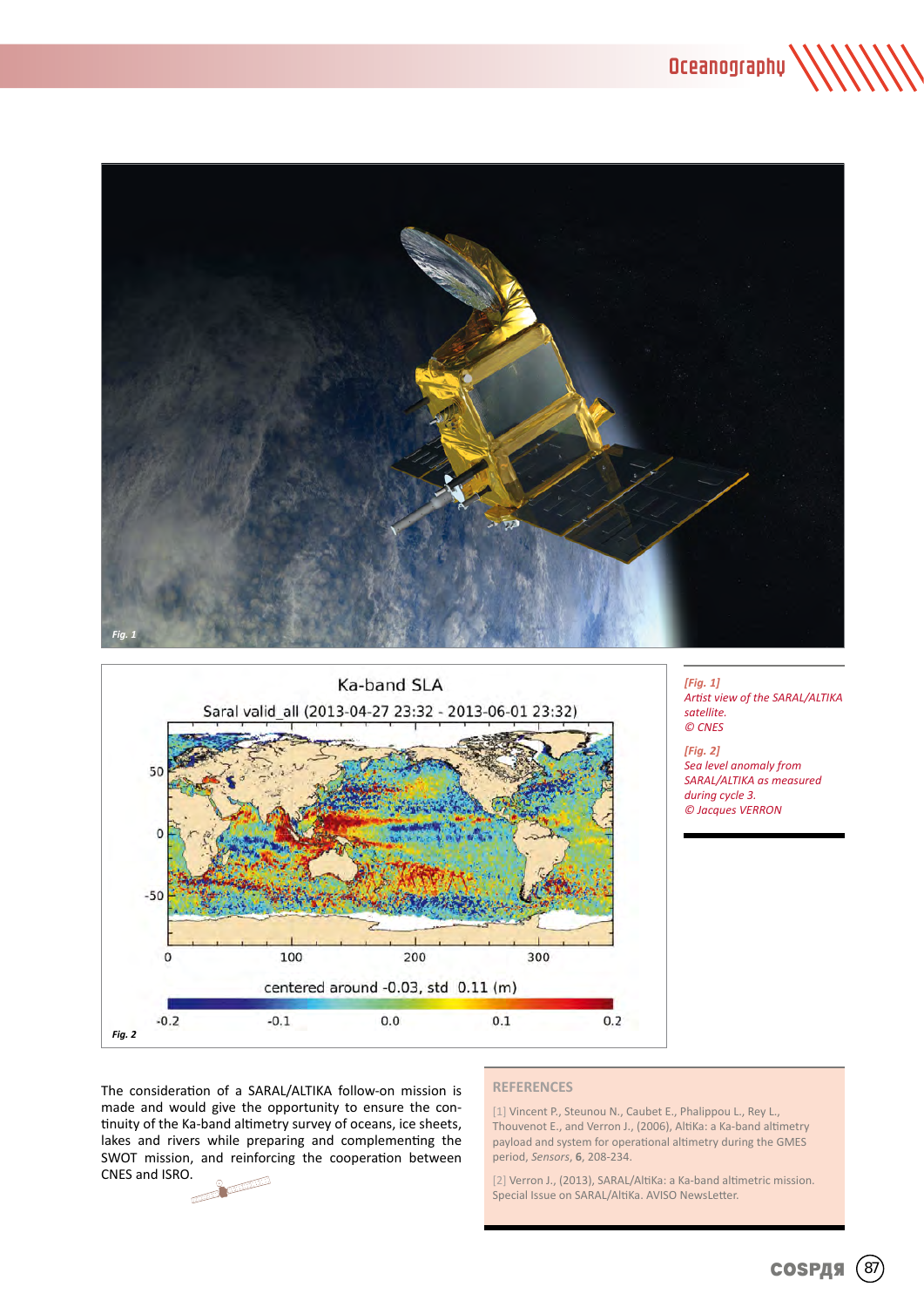Fig. 1

Ka-band SLA

Saral valid_all (2013-04-27 23:32 - 2013-06-01 23:32)

50
0
-50

0 100 200 300

centered around -0.03, std 0.11 (m)

-0.2 -0.1 0.0 0.1 0.2

Fig. 2

*[Fig. 1]*
*Artist view of the SARAL/ALTIKA satellite.*
*© CNES*

*[Fig. 2]*
*Sea level anomaly from SARAL/ALTIKA as measured during cycle 3.*
*© Jacques VERRON*

The consideration of a SARAL/ALTIKA follow-on mission is made and would give the opportunity to ensure the continuity of the Ka-band altimetry survey of oceans, ice sheets, lakes and rivers while preparing and complementing the SWOT mission, and reinforcing the cooperation between CNES and ISRO.

## REFERENCES

[1] Vincent P., Steunou N., Caubet E., Phalippou L., Rey L., Thouvenot E., and Verron J., (2006), AltiKa: a Ka-band altimetry payload and system for operational altimetry during the GMES period, *Sensors*, **6**, 208-234.

[2] Verron J., (2013), SARAL/AltiKa: a Ka-band altimetric mission. Special Issue on SARAL/AltiKa. AVISO NewsLetter.